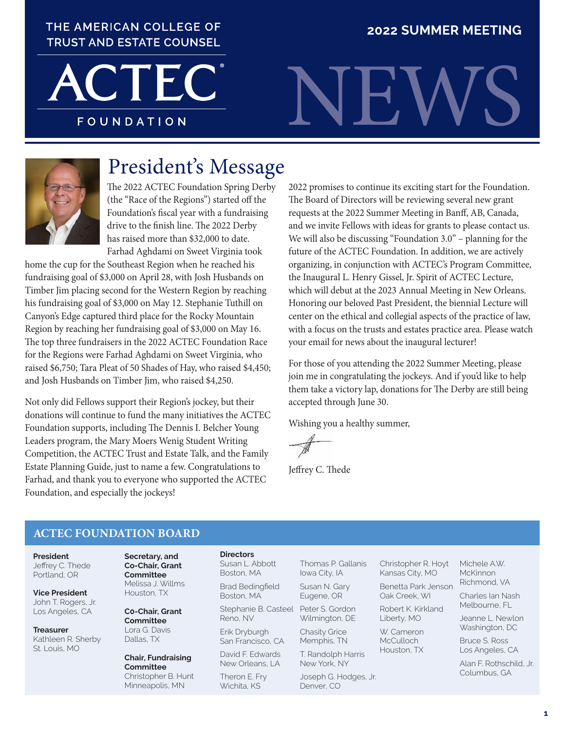THE AMERICAN COLLEGE OF TRUST AND ESTATE COUNSEL

# ACTEC FOUNDATION

## 2022 SUMMER MEETING

# NEWS

## President's Message

The 2022 ACTEC Foundation Spring Derby (the "Race of the Regions") started off the Foundation's fiscal year with a fundraising drive to the finish line. The 2022 Derby has raised more than $32,000 to date. Farhad Aghdami on Sweet Virginia took home the cup for the Southeast Region when he reached his fundraising goal of $3,000 on April 28, with Josh Husbands on Timber Jim placing second for the Western Region by reaching his fundraising goal of $3,000 on May 12. Stephanie Tuthill on Canyon's Edge captured third place for the Rocky Mountain Region by reaching her fundraising goal of $3,000 on May 16. The top three fundraisers in the 2022 ACTEC Foundation Race for the Regions were Farhad Aghdami on Sweet Virginia, who raised $6,750; Tara Pleat of 50 Shades of Hay, who raised $4,450; and Josh Husbands on Timber Jim, who raised $4,250.

Not only did Fellows support their Region's jockey, but their donations will continue to fund the many initiatives the ACTEC Foundation supports, including The Dennis I. Belcher Young Leaders program, the Mary Moers Wenig Student Writing Competition, the ACTEC Trust and Estate Talk, and the Family Estate Planning Guide, just to name a few. Congratulations to Farhad, and thank you to everyone who supported the ACTEC Foundation, and especially the jockeys!

2022 promises to continue its exciting start for the Foundation. The Board of Directors will be reviewing several new grant requests at the 2022 Summer Meeting in Banff, AB, Canada, and we invite Fellows with ideas for grants to please contact us. We will also be discussing "Foundation 3.0" – planning for the future of the ACTEC Foundation. In addition, we are actively organizing, in conjunction with ACTEC's Program Committee, the Inaugural L. Henry Gissel, Jr. Spirit of ACTEC Lecture, which will debut at the 2023 Annual Meeting in New Orleans. Honoring our beloved Past President, the biennial Lecture will center on the ethical and collegial aspects of the practice of law, with a focus on the trusts and estates practice area. Please watch your email for news about the inaugural lecturer!

For those of you attending the 2022 Summer Meeting, please join me in congratulating the jockeys. And if you'd like to help them take a victory lap, donations for The Derby are still being accepted through June 30.

Wishing you a healthy summer,

Jeffrey C. Thede

## ACTEC FOUNDATION BOARD

**President**
Jeffrey C. Thede
Portland, OR

**Vice President**
John T. Rogers, Jr.
Los Angeles, CA

**Treasurer**
Kathleen R. Sherby
St. Louis, MO

**Secretary, and Co-Chair, Grant Committee**
Melissa J. Willms
Houston, TX

**Co-Chair, Grant Committee**
Lora G. Davis
Dallas, TX

**Chair, Fundraising Committee**
Christopher B. Hunt
Minneapolis, MN

**Directors**

Susan L. Abbott, Boston, MA
Brad Bedingfield, Boston, MA
Stephanie B. Casteel, Reno, NV
Erik Dryburgh, San Francisco, CA
David F. Edwards, New Orleans, LA
Theron E. Fry, Wichita, KS
Thomas P. Gallanis, Iowa City, IA
Susan N. Gary, Eugene, OR
Peter S. Gordon, Wilmington, DE
Chasity Grice, Memphis, TN
T. Randolph Harris, New York, NY
Joseph G. Hodges, Jr., Denver, CO
Christopher R. Hoyt, Kansas City, MO
Benetta Park Jenson, Oak Creek, WI
Robert K. Kirkland, Liberty, MO
W. Cameron McCulloch, Houston, TX
Michele A.W. McKinnon, Richmond, VA
Charles Ian Nash, Melbourne, FL
Jeanne L. Newlon, Washington, DC
Bruce S. Ross, Los Angeles, CA
Alan F. Rothschild, Jr., Columbus, GA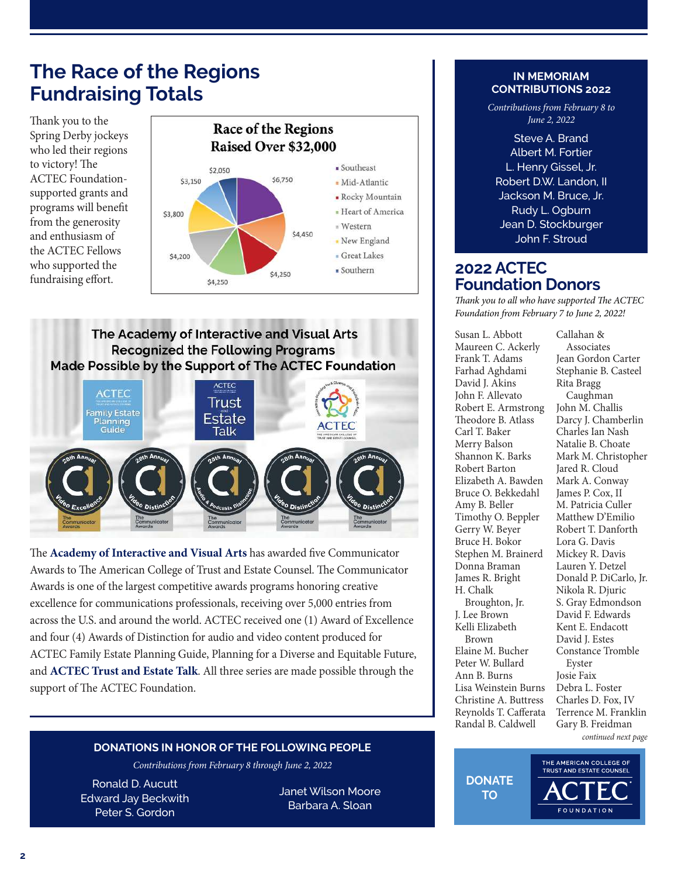## The Race of the Regions Fundraising Totals

Thank you to the Spring Derby jockeys who led their regions to victory! The ACTEC Foundation-supported grants and programs will benefit from the generosity and enthusiasm of the ACTEC Fellows who supported the fundraising effort.

**Race of the Regions Raised Over $32,000**

| Region | Amount |
|---|---|
| Southeast | $6,750 |
| Mid-Atlantic | $4,450 |
| Rocky Mountain | $4,250 |
| Heart of America | $4,250 |
| Western | $4,200 |
| New England | $3,800 |
| Great Lakes | $3,150 |
| Southern | $2,050 |

**The Academy of Interactive and Visual Arts Recognized the Following Programs Made Possible by the Support of The ACTEC Foundation**

The **Academy of Interactive and Visual Arts** has awarded five Communicator Awards to The American College of Trust and Estate Counsel. The Communicator Awards is one of the largest competitive awards programs honoring creative excellence for communications professionals, receiving over 5,000 entries from across the U.S. and around the world. ACTEC received one (1) Award of Excellence and four (4) Awards of Distinction for audio and video content produced for ACTEC Family Estate Planning Guide, Planning for a Diverse and Equitable Future, and **ACTEC Trust and Estate Talk**. All three series are made possible through the support of The ACTEC Foundation.

### DONATIONS IN HONOR OF THE FOLLOWING PEOPLE

*Contributions from February 8 through June 2, 2022*

Ronald D. Aucutt
Edward Jay Beckwith
Peter S. Gordon
Janet Wilson Moore
Barbara A. Sloan

### IN MEMORIAM CONTRIBUTIONS 2022

*Contributions from February 8 to June 2, 2022*

Steve A. Brand
Albert M. Fortier
L. Henry Gissel, Jr.
Robert D.W. Landon, II
Jackson M. Bruce, Jr.
Rudy L. Ogburn
Jean D. Stockburger
John F. Stroud

## 2022 ACTEC Foundation Donors

*Thank you to all who have supported The ACTEC Foundation from February 7 to June 2, 2022!*

Susan L. Abbott
Maureen C. Ackerly
Frank T. Adams
Farhad Aghdami
David J. Akins
John F. Allevato
Robert E. Armstrong
Theodore B. Atlass
Carl T. Baker
Merry Balson
Shannon K. Barks
Robert Barton
Elizabeth A. Bawden
Bruce O. Bekkedahl
Amy B. Beller
Timothy O. Beppler
Gerry W. Beyer
Bruce H. Bokor
Stephen M. Brainerd
Donna Braman
James R. Bright
H. Chalk Broughton, Jr.
J. Lee Brown
Kelli Elizabeth Brown
Elaine M. Bucher
Peter W. Bullard
Ann B. Burns
Lisa Weinstein Burns
Christine A. Buttress
Reynolds T. Cafferata
Randal B. Caldwell
Callahan & Associates
Jean Gordon Carter
Stephanie B. Casteel
Rita Bragg Caughman
John M. Challis
Darcy J. Chamberlin
Charles Ian Nash
Natalie B. Choate
Mark M. Christopher
Jared R. Cloud
Mark A. Conway
James P. Cox, II
M. Patricia Culler
Matthew D'Emilio
Robert T. Danforth
Lora G. Davis
Mickey R. Davis
Lauren Y. Detzel
Donald P. DiCarlo, Jr.
Nikola R. Djuric
S. Gray Edmondson
David F. Edwards
Kent E. Endacott
David J. Estes
Constance Tromble Eyster
Josie Faix
Debra L. Foster
Charles D. Fox, IV
Terrence M. Franklin
Gary B. Freidman

*continued next page*

DONATE TO THE AMERICAN COLLEGE OF TRUST AND ESTATE COUNSEL ACTEC FOUNDATION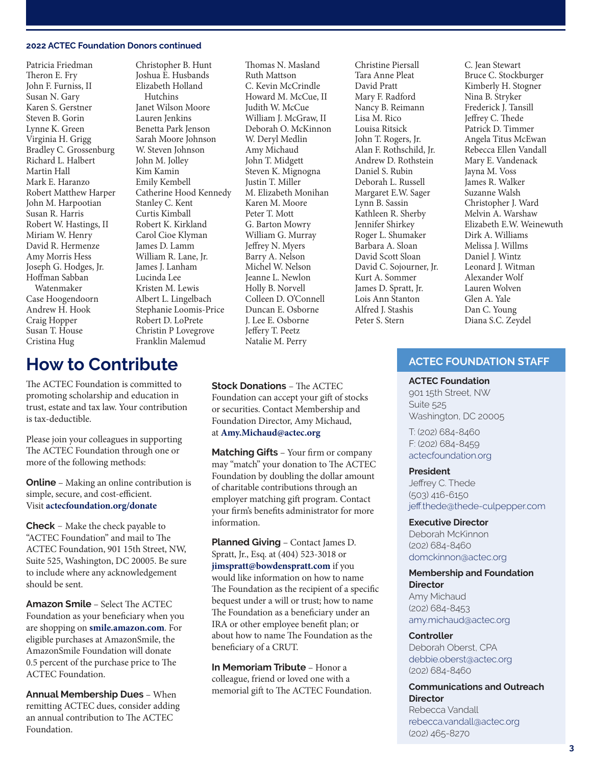**2022 ACTEC Foundation Donors continued**

Patricia Friedman
Theron E. Fry
John F. Furniss, II
Susan N. Gary
Karen S. Gerstner
Steven B. Gorin
Lynne K. Green
Virginia H. Grigg
Bradley C. Grossenburg
Richard L. Halbert
Martin Hall
Mark E. Haranzo
Robert Matthew Harper
John M. Harpootian
Susan R. Harris
Robert W. Hastings, II
Miriam W. Henry
David R. Hermenze
Amy Morris Hess
Joseph G. Hodges, Jr.
Hoffman Sabban Watenmaker
Case Hoogendoorn
Andrew H. Hook
Craig Hopper
Susan T. House
Cristina Hug
Christopher B. Hunt
Joshua E. Husbands
Elizabeth Holland Hutchins
Janet Wilson Moore
Lauren Jenkins
Benetta Park Jenson
Sarah Moore Johnson
W. Steven Johnson
John M. Jolley
Kim Kamin
Emily Kembell
Catherine Hood Kennedy
Stanley C. Kent
Curtis Kimball
Robert K. Kirkland
Carol Cioe Klyman
James D. Lamm
William R. Lane, Jr.
James J. Lanham
Lucinda Lee
Kristen M. Lewis
Albert L. Lingelbach
Stephanie Loomis-Price
Robert D. LoPrete
Christin P Lovegrove
Franklin Malemud
Thomas N. Masland
Ruth Mattson
C. Kevin McCrindle
Howard M. McCue, II
Judith W. McCue
William J. McGraw, II
Deborah O. McKinnon
W. Deryl Medlin
Amy Michaud
John T. Midgett
Steven K. Mignogna
Justin T. Miller
M. Elizabeth Monihan
Karen M. Moore
Peter T. Mott
G. Barton Mowry
William G. Murray
Jeffrey N. Myers
Barry A. Nelson
Michel W. Nelson
Jeanne L. Newlon
Holly B. Norvell
Colleen D. O'Connell
Duncan E. Osborne
J. Lee E. Osborne
Jeffery T. Peetz
Natalie M. Perry
Christine Piersall
Tara Anne Pleat
David Pratt
Mary F. Radford
Nancy B. Reimann
Lisa M. Rico
Louisa Ritsick
John T. Rogers, Jr.
Alan F. Rothschild, Jr.
Andrew D. Rothstein
Daniel S. Rubin
Deborah L. Russell
Margaret E.W. Sager
Lynn B. Sassin
Kathleen R. Sherby
Jennifer Shirkey
Roger L. Shumaker
Barbara A. Sloan
David Scott Sloan
David C. Sojourner, Jr.
Kurt A. Sommer
James D. Spratt, Jr.
Lois Ann Stanton
Alfred J. Stashis
Peter S. Stern
C. Jean Stewart
Bruce C. Stockburger
Kimberly H. Stogner
Nina B. Stryker
Frederick J. Tansill
Jeffrey C. Thede
Patrick D. Timmer
Angela Titus McEwan
Rebecca Ellen Vandall
Mary E. Vandenack
Jayna M. Voss
James R. Walker
Suzanne Walsh
Christopher J. Ward
Melvin A. Warshaw
Elizabeth E.W. Weinewuth
Dirk A. Williams
Melissa J. Willms
Daniel J. Wintz
Leonard J. Witman
Alexander Wolf
Lauren Wolven
Glen A. Yale
Dan C. Young
Diana S.C. Zeydel

# How to Contribute

The ACTEC Foundation is committed to promoting scholarship and education in trust, estate and tax law. Your contribution is tax-deductible.

Please join your colleagues in supporting The ACTEC Foundation through one or more of the following methods:

**Online** – Making an online contribution is simple, secure, and cost-efficient. Visit **actecfoundation.org/donate**

**Check** – Make the check payable to "ACTEC Foundation" and mail to The ACTEC Foundation, 901 15th Street, NW, Suite 525, Washington, DC 20005. Be sure to include where any acknowledgement should be sent.

**Amazon Smile** – Select The ACTEC Foundation as your beneficiary when you are shopping on **smile.amazon.com**. For eligible purchases at AmazonSmile, the AmazonSmile Foundation will donate 0.5 percent of the purchase price to The ACTEC Foundation.

**Annual Membership Dues** – When remitting ACTEC dues, consider adding an annual contribution to The ACTEC Foundation.

**Stock Donations** – The ACTEC Foundation can accept your gift of stocks or securities. Contact Membership and Foundation Director, Amy Michaud, at **Amy.Michaud@actec.org**

**Matching Gifts** – Your firm or company may "match" your donation to The ACTEC Foundation by doubling the dollar amount of charitable contributions through an employer matching gift program. Contact your firm's benefits administrator for more information.

**Planned Giving** – Contact James D. Spratt, Jr., Esq. at (404) 523-3018 or **jimspratt@bowdenspratt.com** if you would like information on how to name The Foundation as the recipient of a specific bequest under a will or trust; how to name The Foundation as a beneficiary under an IRA or other employee benefit plan; or about how to name The Foundation as the beneficiary of a CRUT.

**In Memoriam Tribute** – Honor a colleague, friend or loved one with a memorial gift to The ACTEC Foundation.

## ACTEC FOUNDATION STAFF

**ACTEC Foundation**
901 15th Street, NW
Suite 525
Washington, DC 20005

T: (202) 684-8460
F: (202) 684-8459
actecfoundation.org

**President**
Jeffrey C. Thede
(503) 416-6150
jeff.thede@thede-culpepper.com

**Executive Director**
Deborah McKinnon
(202) 684-8460
domckinnon@actec.org

**Membership and Foundation Director**
Amy Michaud
(202) 684-8453
amy.michaud@actec.org

**Controller**
Deborah Oberst, CPA
debbie.oberst@actec.org
(202) 684-8460

**Communications and Outreach Director**
Rebecca Vandall
rebecca.vandall@actec.org
(202) 465-8270